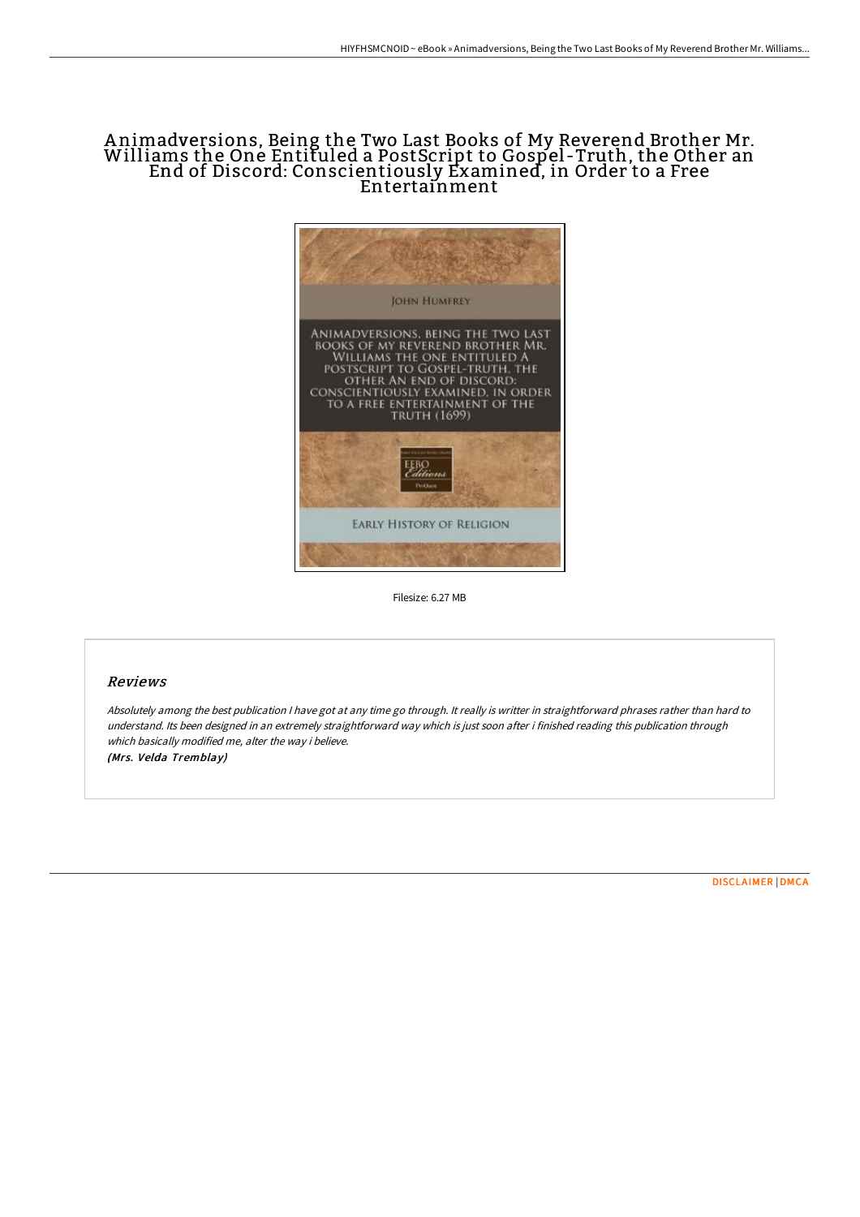# Animadversions, Being the Two Last Books of My Reverend Brother Mr. Williams the One Entituled a PostScript to Gospel-Truth, the Other an End of Discord: Conscientiously Examined, in Order to a Free Entertainment

JOHN HUMFREY

ANIMADVERSIONS, BEING THE TWO LAST BOOKS OF MY REVEREND BROTHER MR. WILLIAMS THE ONE ENTITULED A POSTSCRIPT TO GOSPEL-TRUTH, THE OTHER AN END OF DISCORD: CONSCIENTIOUSLY EXAMINED, IN ORDER TO A FREE ENTERTAINMENT OF THE TRUTH (1699)

EARLY HISTORY OF RELIGION

Filesize: 6.27 MB

## Reviews

*Absolutely among the best publication I have got at any time go through. It really is writter in straightforward phrases rather than hard to understand. Its been designed in an extremely straightforward way which is just soon after i finished reading this publication through which basically modified me, alter the way i believe.*

***(Mrs. Velda Tremblay)***

DISCLAIMER | DMCA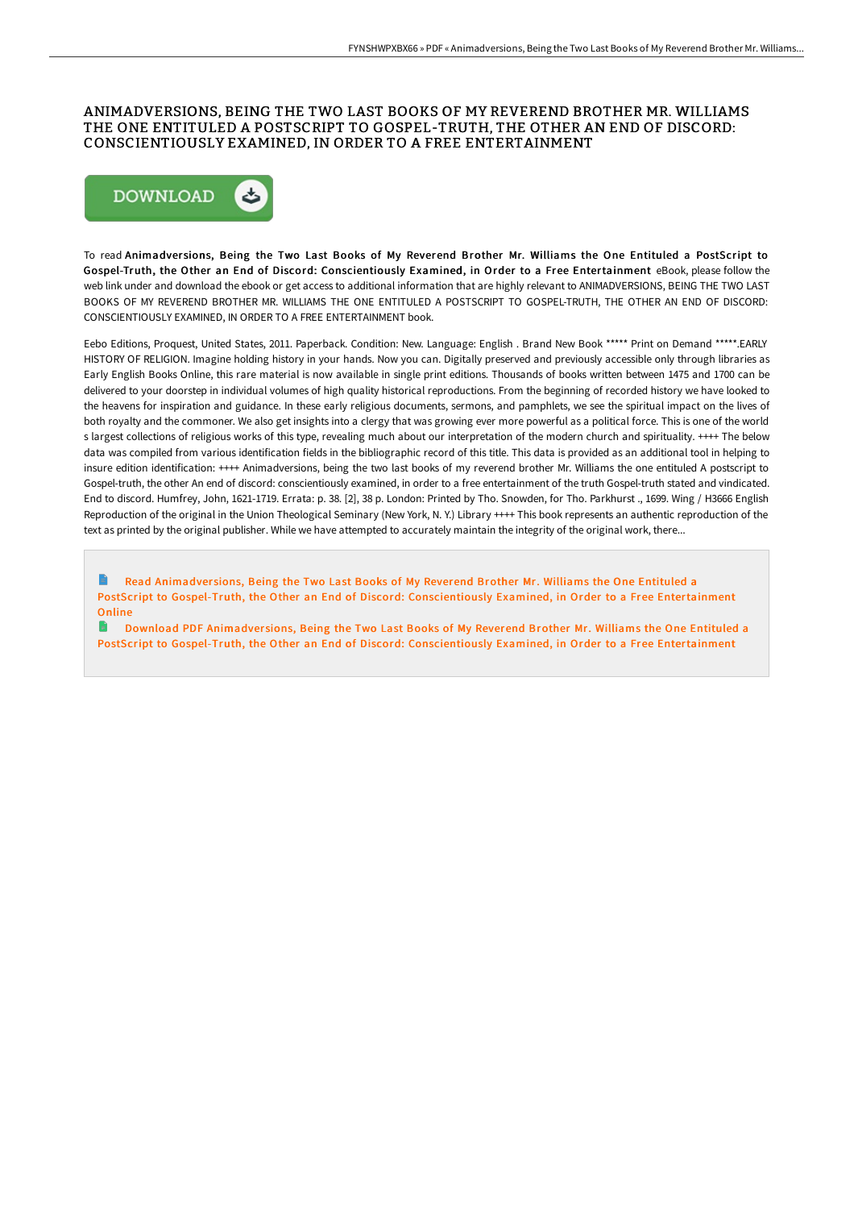# ANIMADVERSIONS, BEING THE TWO LAST BOOKS OF MY REVEREND BROTHER MR. WILLIAMS THE ONE ENTITULED A POSTSCRIPT TO GOSPEL-TRUTH, THE OTHER AN END OF DISCORD: CONSCIENTIOUSLY EXAMINED, IN ORDER TO A FREE ENTERTAINMENT

DOWNLOAD

To read **Animadversions, Being the Two Last Books of My Reverend Brother Mr. Williams the One Entituled a PostScript to Gospel-Truth, the Other an End of Discord: Conscientiously Examined, in Order to a Free Entertainment** eBook, please follow the web link under and download the ebook or get access to additional information that are highly relevant to ANIMADVERSIONS, BEING THE TWO LAST BOOKS OF MY REVEREND BROTHER MR. WILLIAMS THE ONE ENTITULED A POSTSCRIPT TO GOSPEL-TRUTH, THE OTHER AN END OF DISCORD: CONSCIENTIOUSLY EXAMINED, IN ORDER TO A FREE ENTERTAINMENT book.

Eebo Editions, Proquest, United States, 2011. Paperback. Condition: New. Language: English . Brand New Book ***** Print on Demand *****.EARLY HISTORY OF RELIGION. Imagine holding history in your hands. Now you can. Digitally preserved and previously accessible only through libraries as Early English Books Online, this rare material is now available in single print editions. Thousands of books written between 1475 and 1700 can be delivered to your doorstep in individual volumes of high quality historical reproductions. From the beginning of recorded history we have looked to the heavens for inspiration and guidance. In these early religious documents, sermons, and pamphlets, we see the spiritual impact on the lives of both royalty and the commoner. We also get insights into a clergy that was growing ever more powerful as a political force. This is one of the world s largest collections of religious works of this type, revealing much about our interpretation of the modern church and spirituality. ++++ The below data was compiled from various identification fields in the bibliographic record of this title. This data is provided as an additional tool in helping to insure edition identification: ++++ Animadversions, being the two last books of my reverend brother Mr. Williams the one entituled A postscript to Gospel-truth, the other An end of discord: conscientiously examined, in order to a free entertainment of the truth Gospel-truth stated and vindicated. End to discord. Humfrey, John, 1621-1719. Errata: p. 38. [2], 38 p. London: Printed by Tho. Snowden, for Tho. Parkhurst ., 1699. Wing / H3666 English Reproduction of the original in the Union Theological Seminary (New York, N. Y.) Library ++++ This book represents an authentic reproduction of the text as printed by the original publisher. While we have attempted to accurately maintain the integrity of the original work, there...

Read Animadversions, Being the Two Last Books of My Reverend Brother Mr. Williams the One Entituled a PostScript to Gospel-Truth, the Other an End of Discord: Conscientiously Examined, in Order to a Free Entertainment Online

Download PDF Animadversions, Being the Two Last Books of My Reverend Brother Mr. Williams the One Entituled a PostScript to Gospel-Truth, the Other an End of Discord: Conscientiously Examined, in Order to a Free Entertainment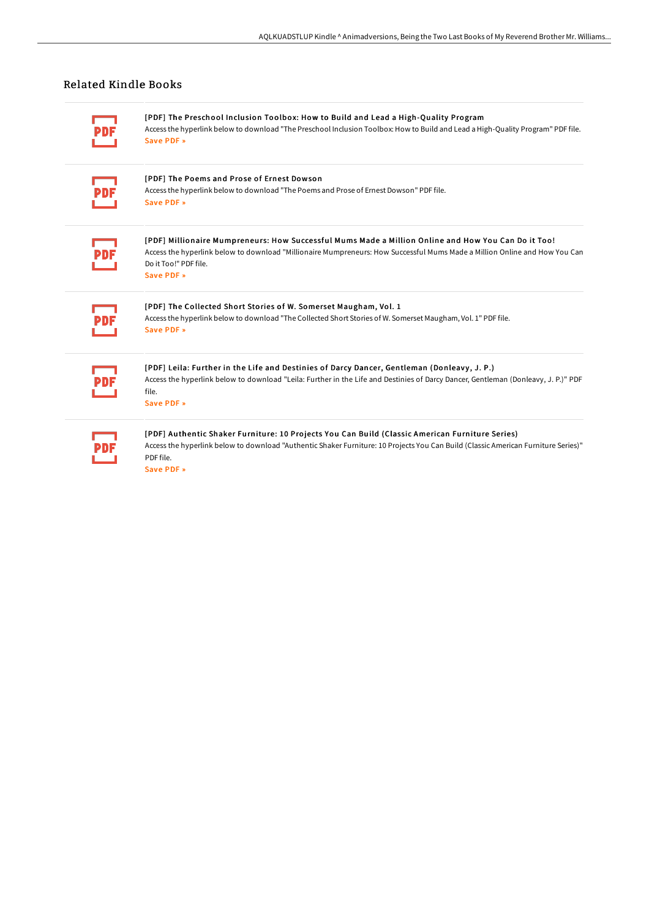## Related Kindle Books

**[PDF] The Preschool Inclusion Toolbox: How to Build and Lead a High-Quality Program**

Access the hyperlink below to download "The Preschool Inclusion Toolbox: How to Build and Lead a High-Quality Program" PDF file.

Save PDF »

**[PDF] The Poems and Prose of Ernest Dowson**

Access the hyperlink below to download "The Poems and Prose of Ernest Dowson" PDF file.

Save PDF »

**[PDF] Millionaire Mumpreneurs: How Successful Mums Made a Million Online and How You Can Do it Too!**

Access the hyperlink below to download "Millionaire Mumpreneurs: How Successful Mums Made a Million Online and How You Can Do it Too!" PDF file.

Save PDF »

**[PDF] The Collected Short Stories of W. Somerset Maugham, Vol. 1**

Access the hyperlink below to download "The Collected Short Stories of W. Somerset Maugham, Vol. 1" PDF file.

Save PDF »

**[PDF] Leila: Further in the Life and Destinies of Darcy Dancer, Gentleman (Donleavy, J. P.)**

Access the hyperlink below to download "Leila: Further in the Life and Destinies of Darcy Dancer, Gentleman (Donleavy, J. P.)" PDF file.

Save PDF »

**[PDF] Authentic Shaker Furniture: 10 Projects You Can Build (Classic American Furniture Series)**

Access the hyperlink below to download "Authentic Shaker Furniture: 10 Projects You Can Build (Classic American Furniture Series)" PDF file.

Save PDF »